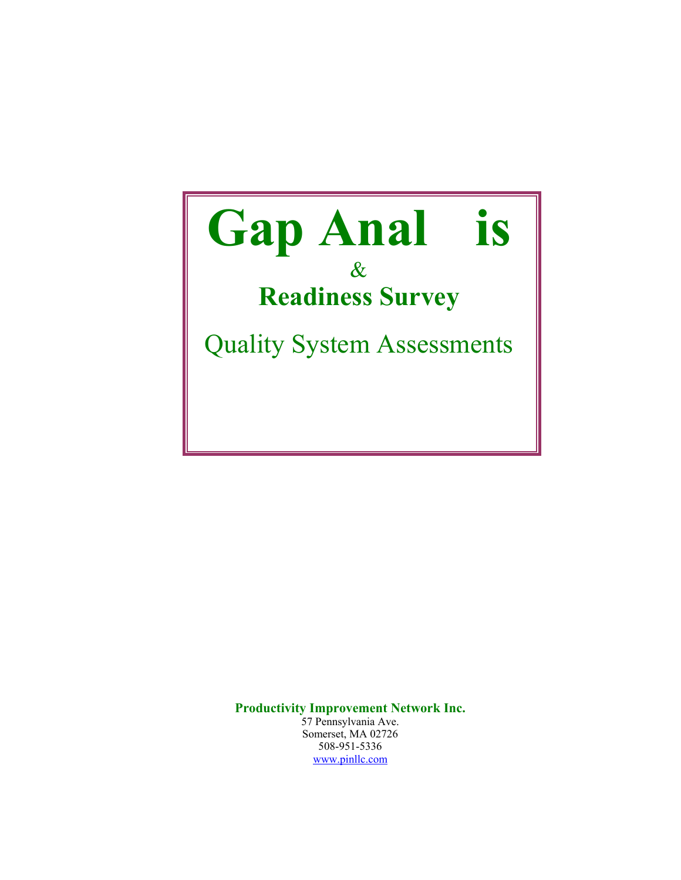# Gap Anal is

&

## Readiness Survey

Quality System Assessments

**Productivity Improvement Network Inc.**
57 Pennsylvania Ave.
Somerset, MA 02726
508-951-5336
www.pinllc.com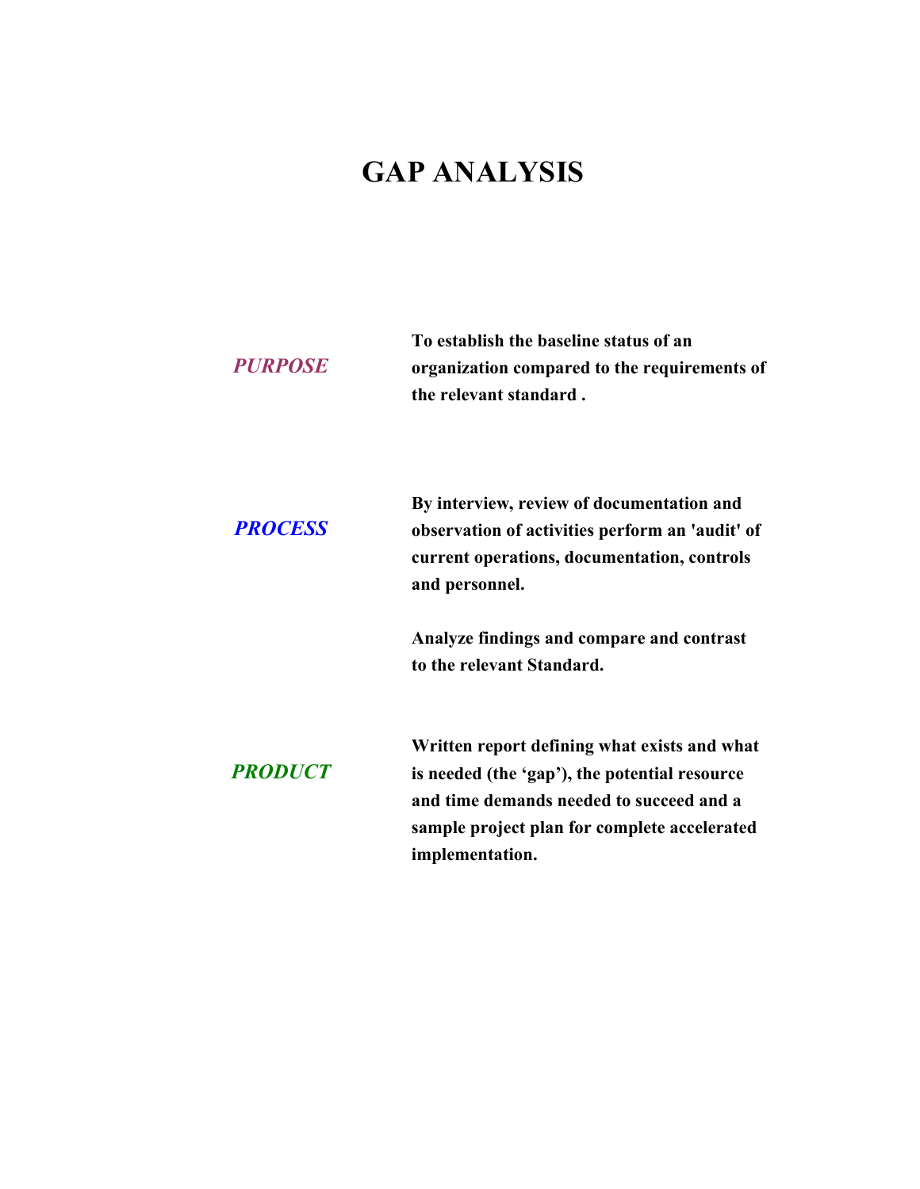# GAP ANALYSIS

***PURPOSE***

**To establish the baseline status of an organization compared to the requirements of the relevant standard .**

***PROCESS***

**By interview, review of documentation and observation of activities perform an 'audit' of current operations, documentation, controls and personnel.**

**Analyze findings and compare and contrast to the relevant Standard.**

***PRODUCT***

**Written report defining what exists and what is needed (the 'gap'), the potential resource and time demands needed to succeed and a sample project plan for complete accelerated implementation.**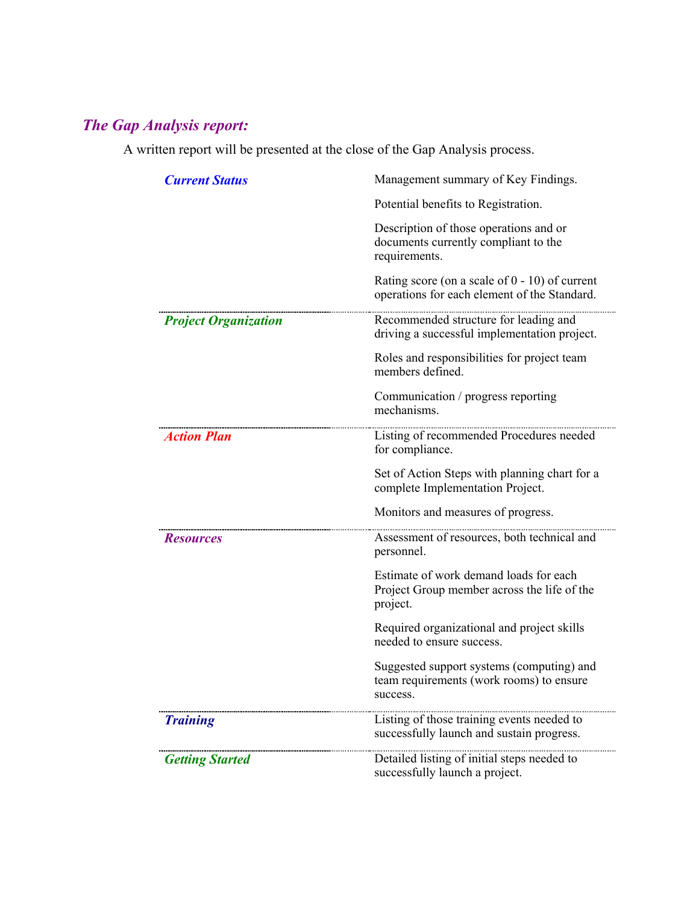## *The Gap Analysis report:*

A written report will be presented at the close of the Gap Analysis process.

| | |
|---|---|
| ***Current Status*** | Management summary of Key Findings.<br><br>Potential benefits to Registration.<br><br>Description of those operations and or documents currently compliant to the requirements.<br><br>Rating score (on a scale of 0 - 10) of current operations for each element of the Standard. |
| ***Project Organization*** | Recommended structure for leading and driving a successful implementation project.<br><br>Roles and responsibilities for project team members defined.<br><br>Communication / progress reporting mechanisms. |
| ***Action Plan*** | Listing of recommended Procedures needed for compliance.<br><br>Set of Action Steps with planning chart for a complete Implementation Project.<br><br>Monitors and measures of progress. |
| ***Resources*** | Assessment of resources, both technical and personnel.<br><br>Estimate of work demand loads for each Project Group member across the life of the project.<br><br>Required organizational and project skills needed to ensure success.<br><br>Suggested support systems (computing) and team requirements (work rooms) to ensure success. |
| ***Training*** | Listing of those training events needed to successfully launch and sustain progress. |
| ***Getting Started*** | Detailed listing of initial steps needed to successfully launch a project. |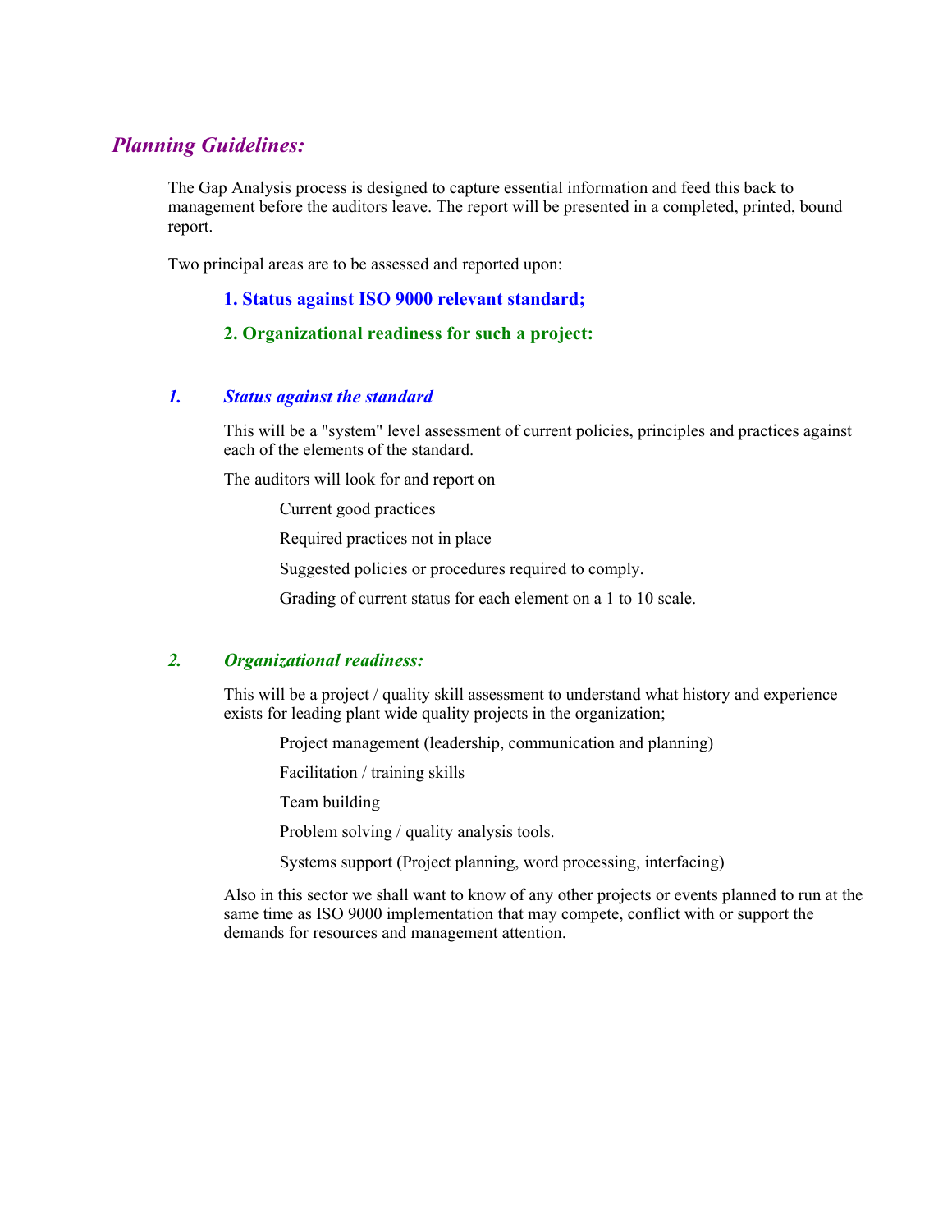## *Planning Guidelines:*

The Gap Analysis process is designed to capture essential information and feed this back to management before the auditors leave. The report will be presented in a completed, printed, bound report.

Two principal areas are to be assessed and reported upon:

**1. Status against ISO 9000 relevant standard;**

**2. Organizational readiness for such a project:**

### *1. Status against the standard*

This will be a "system" level assessment of current policies, principles and practices against each of the elements of the standard.

The auditors will look for and report on

- Current good practices
- Required practices not in place
- Suggested policies or procedures required to comply.
- Grading of current status for each element on a 1 to 10 scale.

### *2. Organizational readiness:*

This will be a project / quality skill assessment to understand what history and experience exists for leading plant wide quality projects in the organization;

- Project management (leadership, communication and planning)
- Facilitation / training skills
- Team building
- Problem solving / quality analysis tools.
- Systems support (Project planning, word processing, interfacing)

Also in this sector we shall want to know of any other projects or events planned to run at the same time as ISO 9000 implementation that may compete, conflict with or support the demands for resources and management attention.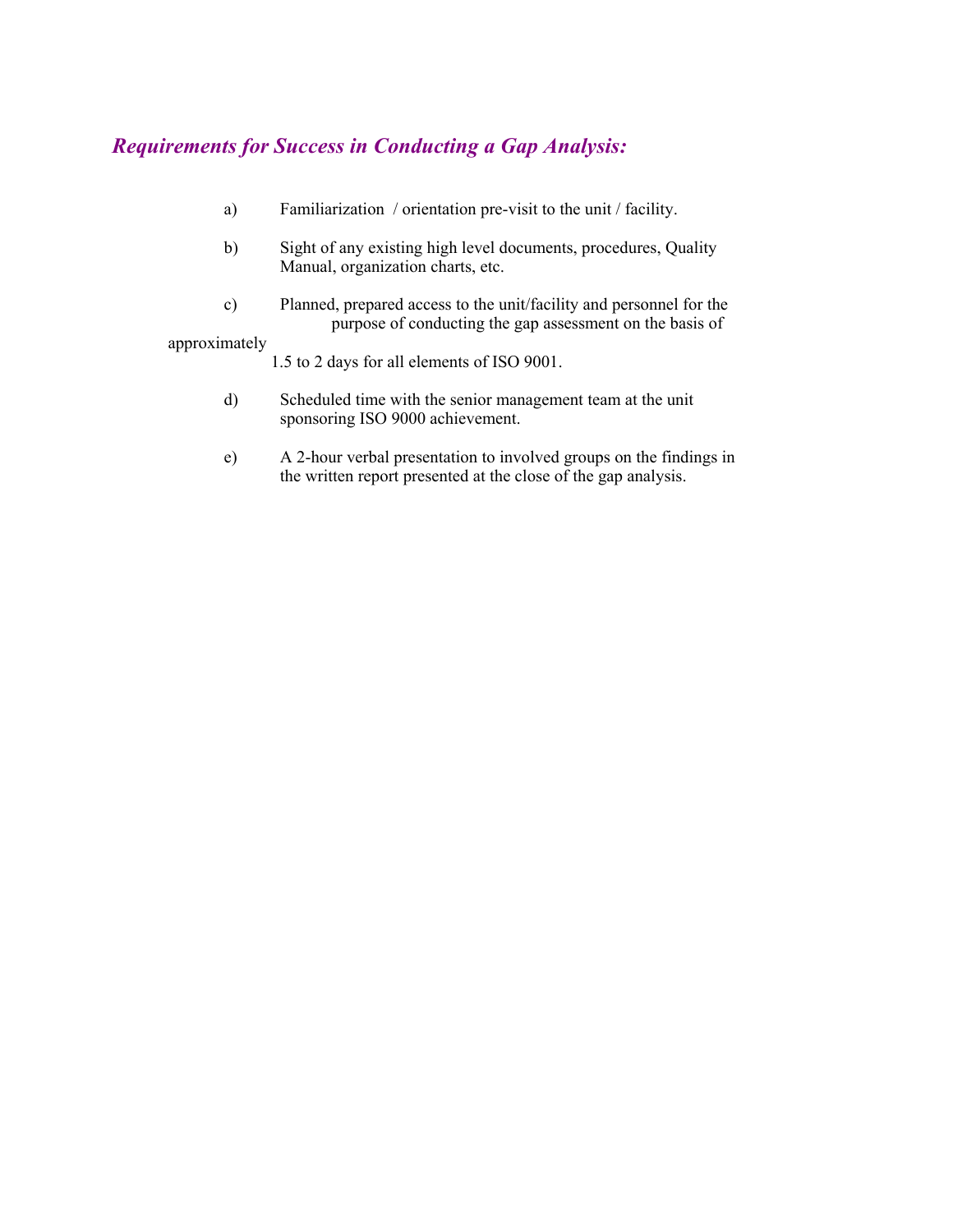## *Requirements for Success in Conducting a Gap Analysis:*

a) Familiarization / orientation pre-visit to the unit / facility.

b) Sight of any existing high level documents, procedures, Quality Manual, organization charts, etc.

c) Planned, prepared access to the unit/facility and personnel for the purpose of conducting the gap assessment on the basis of approximately 1.5 to 2 days for all elements of ISO 9001.

d) Scheduled time with the senior management team at the unit sponsoring ISO 9000 achievement.

e) A 2-hour verbal presentation to involved groups on the findings in the written report presented at the close of the gap analysis.